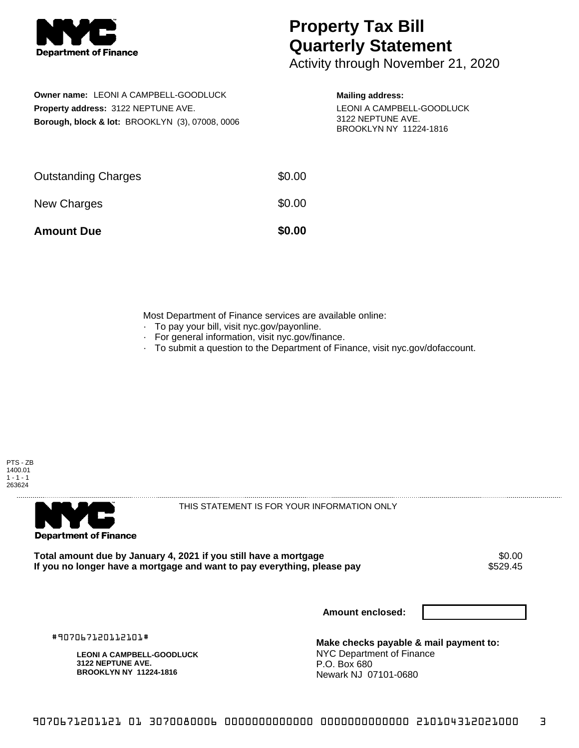**NYC Department of Finance**

# Property Tax Bill Quarterly Statement

Activity through November 21, 2020

**Owner name:** LEONI A CAMPBELL-GOODLUCK
**Property address:** 3122 NEPTUNE AVE.
**Borough, block & lot:** BROOKLYN (3), 07008, 0006

**Mailing address:**
LEONI A CAMPBELL-GOODLUCK
3122 NEPTUNE AVE.
BROOKLYN NY 11224-1816

| | |
|---|---|
| Outstanding Charges | $0.00 |
| New Charges | $0.00 |
| **Amount Due** | **$0.00** |

Most Department of Finance services are available online:

- To pay your bill, visit nyc.gov/payonline.
- For general information, visit nyc.gov/finance.
- To submit a question to the Department of Finance, visit nyc.gov/dofaccount.

PTS - ZB
1400.01
1 - 1 - 1
263624

---

**NYC Department of Finance**

THIS STATEMENT IS FOR YOUR INFORMATION ONLY

| | |
|---|---|
| **Total amount due by January 4, 2021 if you still have a mortgage** | $0.00 |
| **If you no longer have a mortgage and want to pay everything, please pay** | $529.45 |

**Amount enclosed:**

#907067120112101#

**LEONI A CAMPBELL-GOODLUCK**
**3122 NEPTUNE AVE.**
**BROOKLYN NY 11224-1816**

**Make checks payable & mail payment to:**
NYC Department of Finance
P.O. Box 680
Newark NJ 07101-0680

9070671201121 01 3070080006 0000000000000 0000000000000 210104312021000 3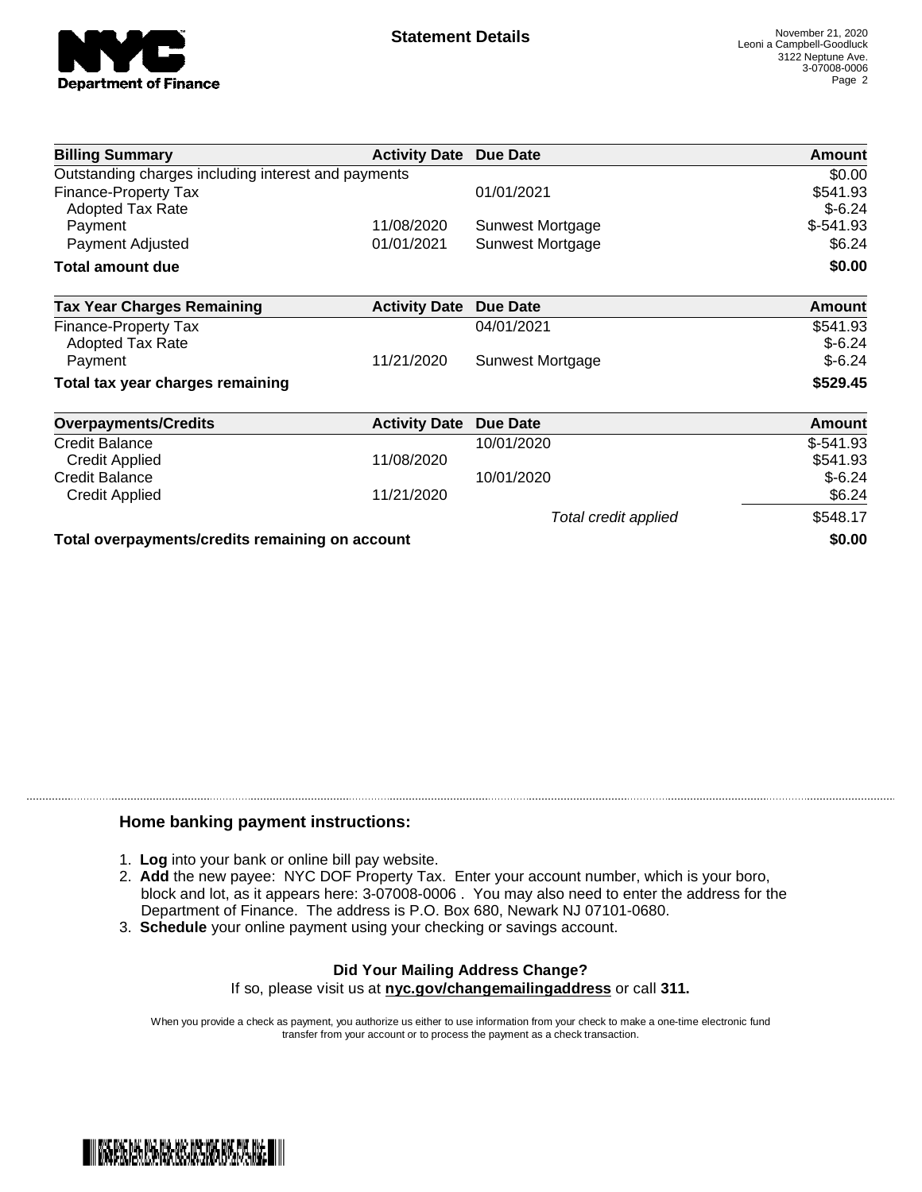**Statement Details**

November 21, 2020
Leoni a Campbell-Goodluck
3122 Neptune Ave.
3-07008-0006

| Billing Summary | Activity Date | Due Date | Amount |
| --- | --- | --- | --- |
| Outstanding charges including interest and payments | | | $0.00 |
| Finance-Property Tax | | 01/01/2021 | $541.93 |
| Adopted Tax Rate | | | $-6.24 |
| Payment | 11/08/2020 | Sunwest Mortgage | $-541.93 |
| Payment Adjusted | 01/01/2021 | Sunwest Mortgage | $6.24 |
| **Total amount due** | | | **$0.00** |

| Tax Year Charges Remaining | Activity Date | Due Date | Amount |
| --- | --- | --- | --- |
| Finance-Property Tax | | 04/01/2021 | $541.93 |
| Adopted Tax Rate | | | $-6.24 |
| Payment | 11/21/2020 | Sunwest Mortgage | $-6.24 |
| **Total tax year charges remaining** | | | **$529.45** |

| Overpayments/Credits | Activity Date | Due Date | Amount |
| --- | --- | --- | --- |
| Credit Balance | | 10/01/2020 | $-541.93 |
| Credit Applied | 11/08/2020 | | $541.93 |
| Credit Balance | | 10/01/2020 | $-6.24 |
| Credit Applied | 11/21/2020 | | $6.24 |
| | | *Total credit applied* | $548.17 |
| **Total overpayments/credits remaining on account** | | | **$0.00** |

### Home banking payment instructions:

1. **Log** into your bank or online bill pay website.
2. **Add** the new payee: NYC DOF Property Tax. Enter your account number, which is your boro, block and lot, as it appears here: 3-07008-0006 . You may also need to enter the address for the Department of Finance. The address is P.O. Box 680, Newark NJ 07101-0680.
3. **Schedule** your online payment using your checking or savings account.

**Did Your Mailing Address Change?**
If so, please visit us at **nyc.gov/changemailingaddress** or call **311.**

When you provide a check as payment, you authorize us either to use information from your check to make a one-time electronic fund transfer from your account or to process the payment as a check transaction.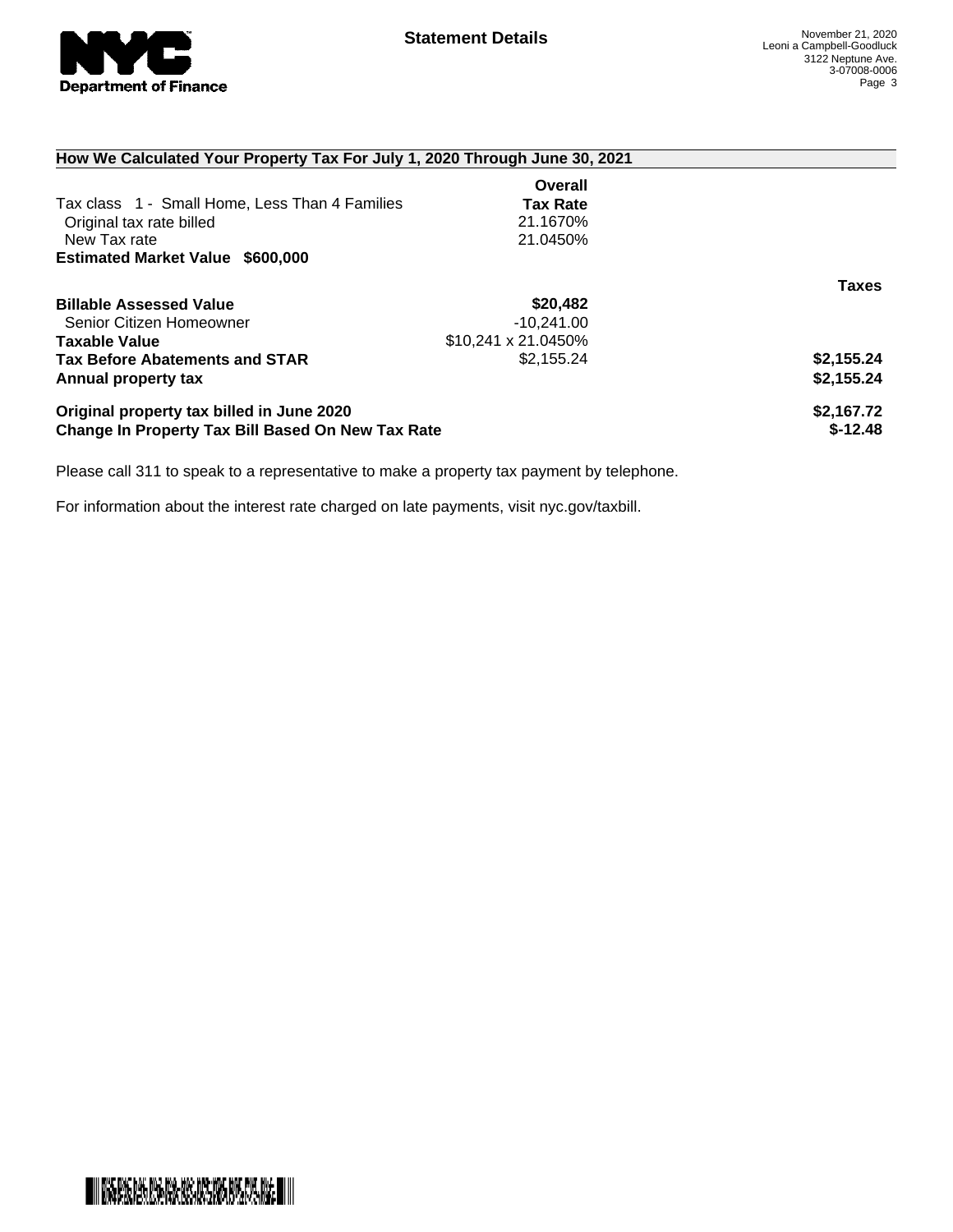**Statement Details**

November 21, 2020
Leoni a Campbell-Goodluck
3122 Neptune Ave.
3-07008-0006

## How We Calculated Your Property Tax For July 1, 2020 Through June 30, 2021

| | Overall Tax Rate | Taxes |
|---|---|---|
| Tax class 1 - Small Home, Less Than 4 Families | | |
| Original tax rate billed | 21.1670% | |
| New Tax rate | 21.0450% | |
| **Estimated Market Value $600,000** | | |
| **Billable Assessed Value** | **$20,482** | |
| Senior Citizen Homeowner | -10,241.00 | |
| **Taxable Value** | $10,241 x 21.0450% | |
| **Tax Before Abatements and STAR** | $2,155.24 | **$2,155.24** |
| **Annual property tax** | | **$2,155.24** |
| **Original property tax billed in June 2020** | | **$2,167.72** |
| **Change In Property Tax Bill Based On New Tax Rate** | | **$-12.48** |

Please call 311 to speak to a representative to make a property tax payment by telephone.

For information about the interest rate charged on late payments, visit nyc.gov/taxbill.